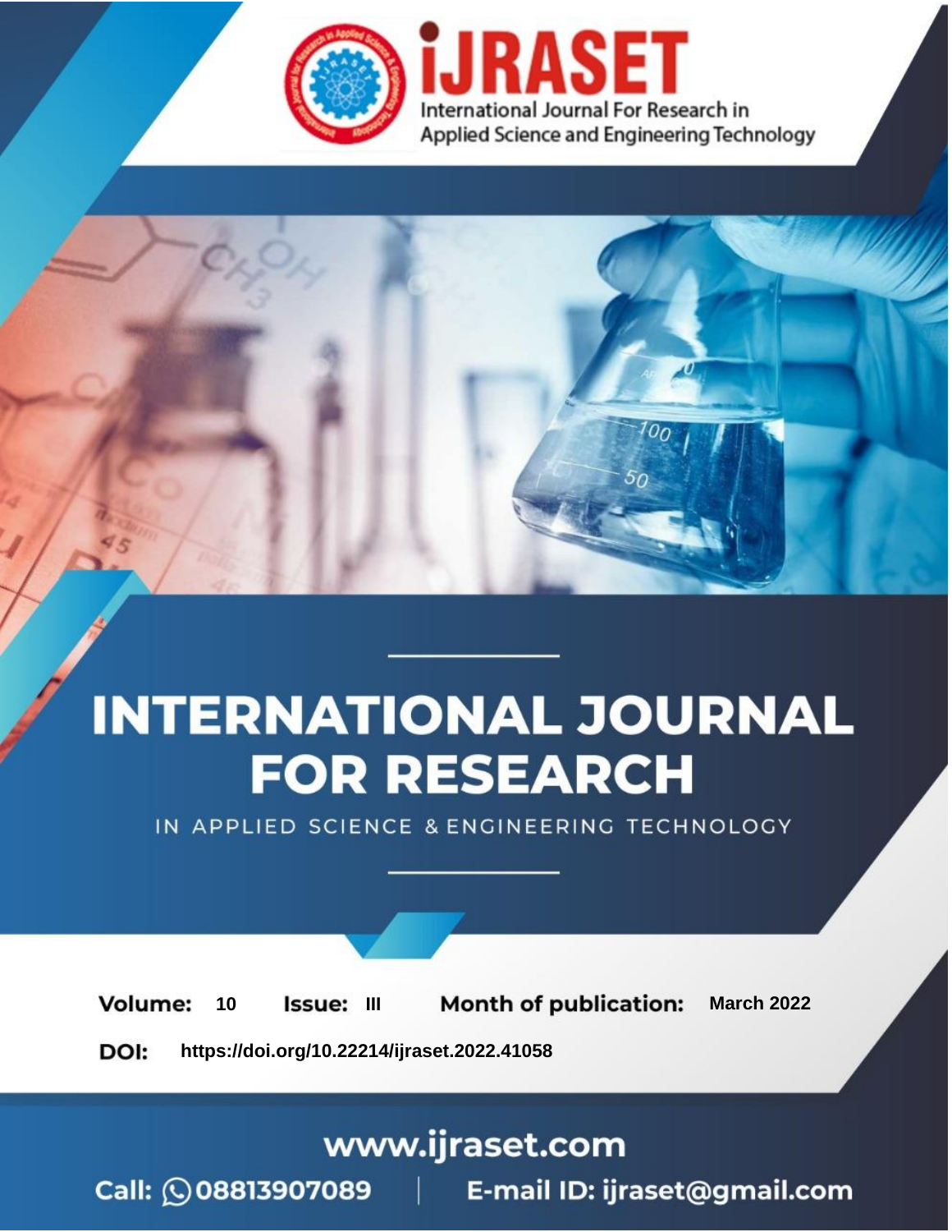iJRASET

International Journal For Research in Applied Science and Engineering Technology

# INTERNATIONAL JOURNAL FOR RESEARCH

IN APPLIED SCIENCE & ENGINEERING TECHNOLOGY

**Volume:** 10 **Issue:** III **Month of publication:** March 2022

**DOI:** https://doi.org/10.22214/ijraset.2022.41058

www.ijraset.com

Call: 08813907089 | E-mail ID: ijraset@gmail.com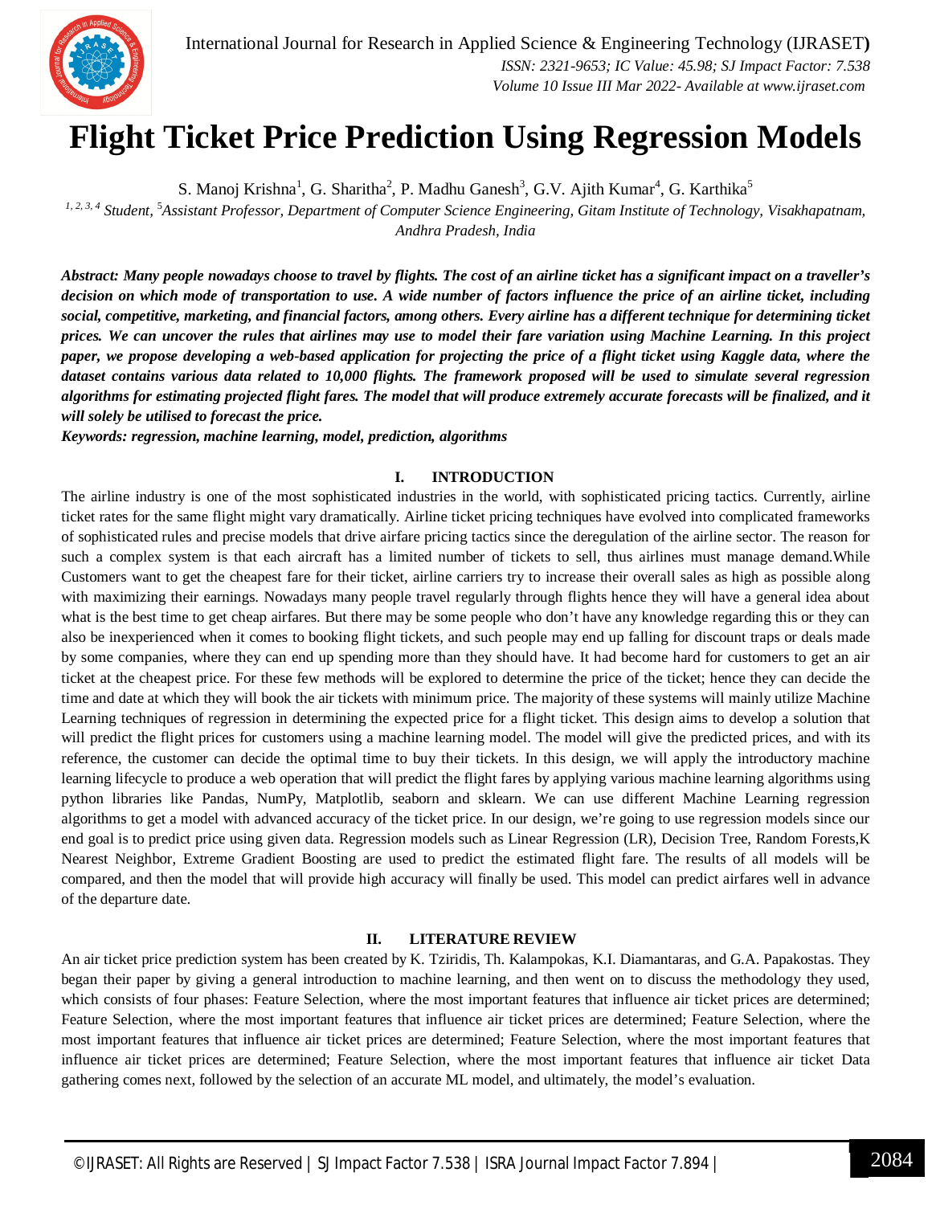# Flight Ticket Price Prediction Using Regression Models

S. Manoj Krishna[1], G. Sharitha[2], P. Madhu Ganesh[3], G.V. Ajith Kumar[4], G. Karthika[5]

*[1, 2, 3, 4] Student, [5]Assistant Professor, Department of Computer Science Engineering, Gitam Institute of Technology, Visakhapatnam, Andhra Pradesh, India*

***Abstract:** Many people nowadays choose to travel by flights. The cost of an airline ticket has a significant impact on a traveller's decision on which mode of transportation to use. A wide number of factors influence the price of an airline ticket, including social, competitive, marketing, and financial factors, among others. Every airline has a different technique for determining ticket prices. We can uncover the rules that airlines may use to model their fare variation using Machine Learning. In this project paper, we propose developing a web-based application for projecting the price of a flight ticket using Kaggle data, where the dataset contains various data related to 10,000 flights. The framework proposed will be used to simulate several regression algorithms for estimating projected flight fares. The model that will produce extremely accurate forecasts will be finalized, and it will solely be utilised to forecast the price.*

***Keywords:** regression, machine learning, model, prediction, algorithms*

## I. INTRODUCTION

The airline industry is one of the most sophisticated industries in the world, with sophisticated pricing tactics. Currently, airline ticket rates for the same flight might vary dramatically. Airline ticket pricing techniques have evolved into complicated frameworks of sophisticated rules and precise models that drive airfare pricing tactics since the deregulation of the airline sector. The reason for such a complex system is that each aircraft has a limited number of tickets to sell, thus airlines must manage demand.While Customers want to get the cheapest fare for their ticket, airline carriers try to increase their overall sales as high as possible along with maximizing their earnings. Nowadays many people travel regularly through flights hence they will have a general idea about what is the best time to get cheap airfares. But there may be some people who don't have any knowledge regarding this or they can also be inexperienced when it comes to booking flight tickets, and such people may end up falling for discount traps or deals made by some companies, where they can end up spending more than they should have. It had become hard for customers to get an air ticket at the cheapest price. For these few methods will be explored to determine the price of the ticket; hence they can decide the time and date at which they will book the air tickets with minimum price. The majority of these systems will mainly utilize Machine Learning techniques of regression in determining the expected price for a flight ticket. This design aims to develop a solution that will predict the flight prices for customers using a machine learning model. The model will give the predicted prices, and with its reference, the customer can decide the optimal time to buy their tickets. In this design, we will apply the introductory machine learning lifecycle to produce a web operation that will predict the flight fares by applying various machine learning algorithms using python libraries like Pandas, NumPy, Matplotlib, seaborn and sklearn. We can use different Machine Learning regression algorithms to get a model with advanced accuracy of the ticket price. In our design, we're going to use regression models since our end goal is to predict price using given data. Regression models such as Linear Regression (LR), Decision Tree, Random Forests,K Nearest Neighbor, Extreme Gradient Boosting are used to predict the estimated flight fare. The results of all models will be compared, and then the model that will provide high accuracy will finally be used. This model can predict airfares well in advance of the departure date.

## II. LITERATURE REVIEW

An air ticket price prediction system has been created by K. Tziridis, Th. Kalampokas, K.I. Diamantaras, and G.A. Papakostas. They began their paper by giving a general introduction to machine learning, and then went on to discuss the methodology they used, which consists of four phases: Feature Selection, where the most important features that influence air ticket prices are determined; Feature Selection, where the most important features that influence air ticket prices are determined; Feature Selection, where the most important features that influence air ticket prices are determined; Feature Selection, where the most important features that influence air ticket prices are determined; Feature Selection, where the most important features that influence air ticket Data gathering comes next, followed by the selection of an accurate ML model, and ultimately, the model's evaluation.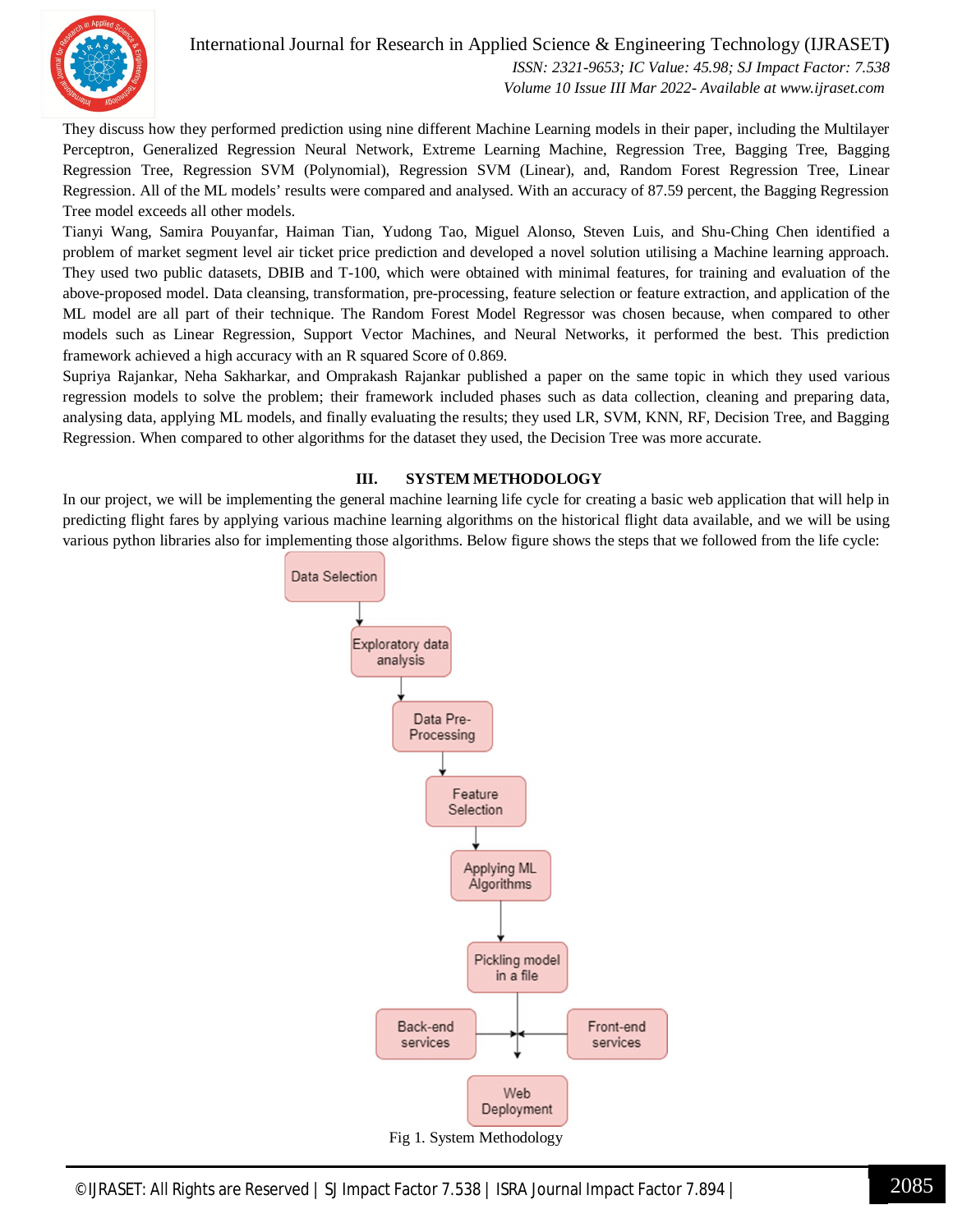They discuss how they performed prediction using nine different Machine Learning models in their paper, including the Multilayer Perceptron, Generalized Regression Neural Network, Extreme Learning Machine, Regression Tree, Bagging Tree, Bagging Regression Tree, Regression SVM (Polynomial), Regression SVM (Linear), and, Random Forest Regression Tree, Linear Regression. All of the ML models' results were compared and analysed. With an accuracy of 87.59 percent, the Bagging Regression Tree model exceeds all other models.

Tianyi Wang, Samira Pouyanfar, Haiman Tian, Yudong Tao, Miguel Alonso, Steven Luis, and Shu-Ching Chen identified a problem of market segment level air ticket price prediction and developed a novel solution utilising a Machine learning approach. They used two public datasets, DBIB and T-100, which were obtained with minimal features, for training and evaluation of the above-proposed model. Data cleansing, transformation, pre-processing, feature selection or feature extraction, and application of the ML model are all part of their technique. The Random Forest Model Regressor was chosen because, when compared to other models such as Linear Regression, Support Vector Machines, and Neural Networks, it performed the best. This prediction framework achieved a high accuracy with an R squared Score of 0.869.

Supriya Rajankar, Neha Sakharkar, and Omprakash Rajankar published a paper on the same topic in which they used various regression models to solve the problem; their framework included phases such as data collection, cleaning and preparing data, analysing data, applying ML models, and finally evaluating the results; they used LR, SVM, KNN, RF, Decision Tree, and Bagging Regression. When compared to other algorithms for the dataset they used, the Decision Tree was more accurate.

## III. SYSTEM METHODOLOGY

In our project, we will be implementing the general machine learning life cycle for creating a basic web application that will help in predicting flight fares by applying various machine learning algorithms on the historical flight data available, and we will be using various python libraries also for implementing those algorithms. Below figure shows the steps that we followed from the life cycle:

Data Selection → Exploratory data analysis → Data Pre-Processing → Feature Selection → Applying ML Algorithms → Pickling model in a file → (Back-end services, Front-end services) → Web Deployment

Fig 1. System Methodology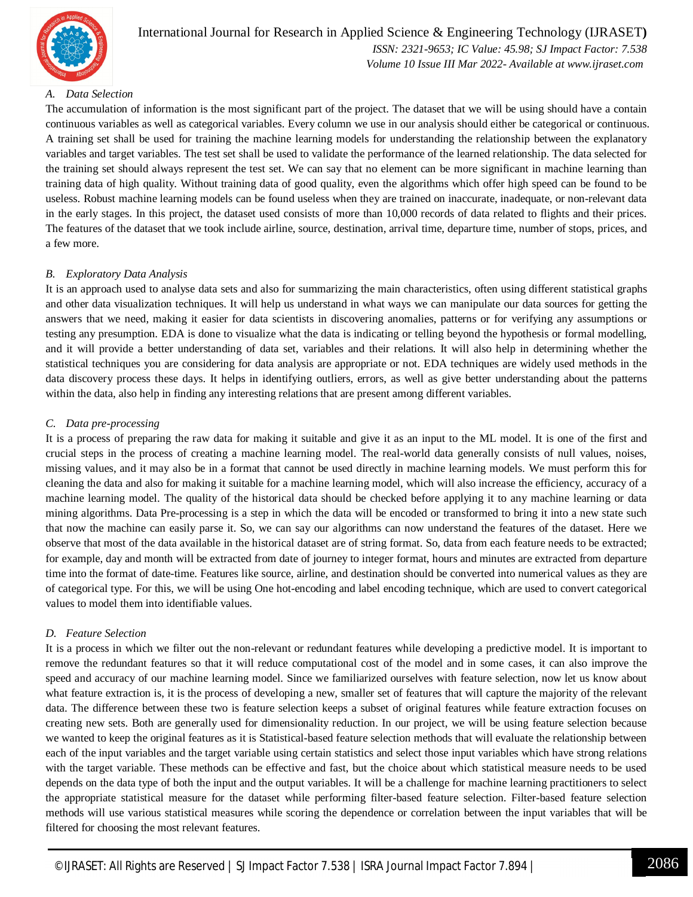### *A. Data Selection*

The accumulation of information is the most significant part of the project. The dataset that we will be using should have a contain continuous variables as well as categorical variables. Every column we use in our analysis should either be categorical or continuous. A training set shall be used for training the machine learning models for understanding the relationship between the explanatory variables and target variables. The test set shall be used to validate the performance of the learned relationship. The data selected for the training set should always represent the test set. We can say that no element can be more significant in machine learning than training data of high quality. Without training data of good quality, even the algorithms which offer high speed can be found to be useless. Robust machine learning models can be found useless when they are trained on inaccurate, inadequate, or non-relevant data in the early stages. In this project, the dataset used consists of more than 10,000 records of data related to flights and their prices. The features of the dataset that we took include airline, source, destination, arrival time, departure time, number of stops, prices, and a few more.

### *B. Exploratory Data Analysis*

It is an approach used to analyse data sets and also for summarizing the main characteristics, often using different statistical graphs and other data visualization techniques. It will help us understand in what ways we can manipulate our data sources for getting the answers that we need, making it easier for data scientists in discovering anomalies, patterns or for verifying any assumptions or testing any presumption. EDA is done to visualize what the data is indicating or telling beyond the hypothesis or formal modelling, and it will provide a better understanding of data set, variables and their relations. It will also help in determining whether the statistical techniques you are considering for data analysis are appropriate or not. EDA techniques are widely used methods in the data discovery process these days. It helps in identifying outliers, errors, as well as give better understanding about the patterns within the data, also help in finding any interesting relations that are present among different variables.

### *C. Data pre-processing*

It is a process of preparing the raw data for making it suitable and give it as an input to the ML model. It is one of the first and crucial steps in the process of creating a machine learning model. The real-world data generally consists of null values, noises, missing values, and it may also be in a format that cannot be used directly in machine learning models. We must perform this for cleaning the data and also for making it suitable for a machine learning model, which will also increase the efficiency, accuracy of a machine learning model. The quality of the historical data should be checked before applying it to any machine learning or data mining algorithms. Data Pre-processing is a step in which the data will be encoded or transformed to bring it into a new state such that now the machine can easily parse it. So, we can say our algorithms can now understand the features of the dataset. Here we observe that most of the data available in the historical dataset are of string format. So, data from each feature needs to be extracted; for example, day and month will be extracted from date of journey to integer format, hours and minutes are extracted from departure time into the format of date-time. Features like source, airline, and destination should be converted into numerical values as they are of categorical type. For this, we will be using One hot-encoding and label encoding technique, which are used to convert categorical values to model them into identifiable values.

### *D. Feature Selection*

It is a process in which we filter out the non-relevant or redundant features while developing a predictive model. It is important to remove the redundant features so that it will reduce computational cost of the model and in some cases, it can also improve the speed and accuracy of our machine learning model. Since we familiarized ourselves with feature selection, now let us know about what feature extraction is, it is the process of developing a new, smaller set of features that will capture the majority of the relevant data. The difference between these two is feature selection keeps a subset of original features while feature extraction focuses on creating new sets. Both are generally used for dimensionality reduction. In our project, we will be using feature selection because we wanted to keep the original features as it is Statistical-based feature selection methods that will evaluate the relationship between each of the input variables and the target variable using certain statistics and select those input variables which have strong relations with the target variable. These methods can be effective and fast, but the choice about which statistical measure needs to be used depends on the data type of both the input and the output variables. It will be a challenge for machine learning practitioners to select the appropriate statistical measure for the dataset while performing filter-based feature selection. Filter-based feature selection methods will use various statistical measures while scoring the dependence or correlation between the input variables that will be filtered for choosing the most relevant features.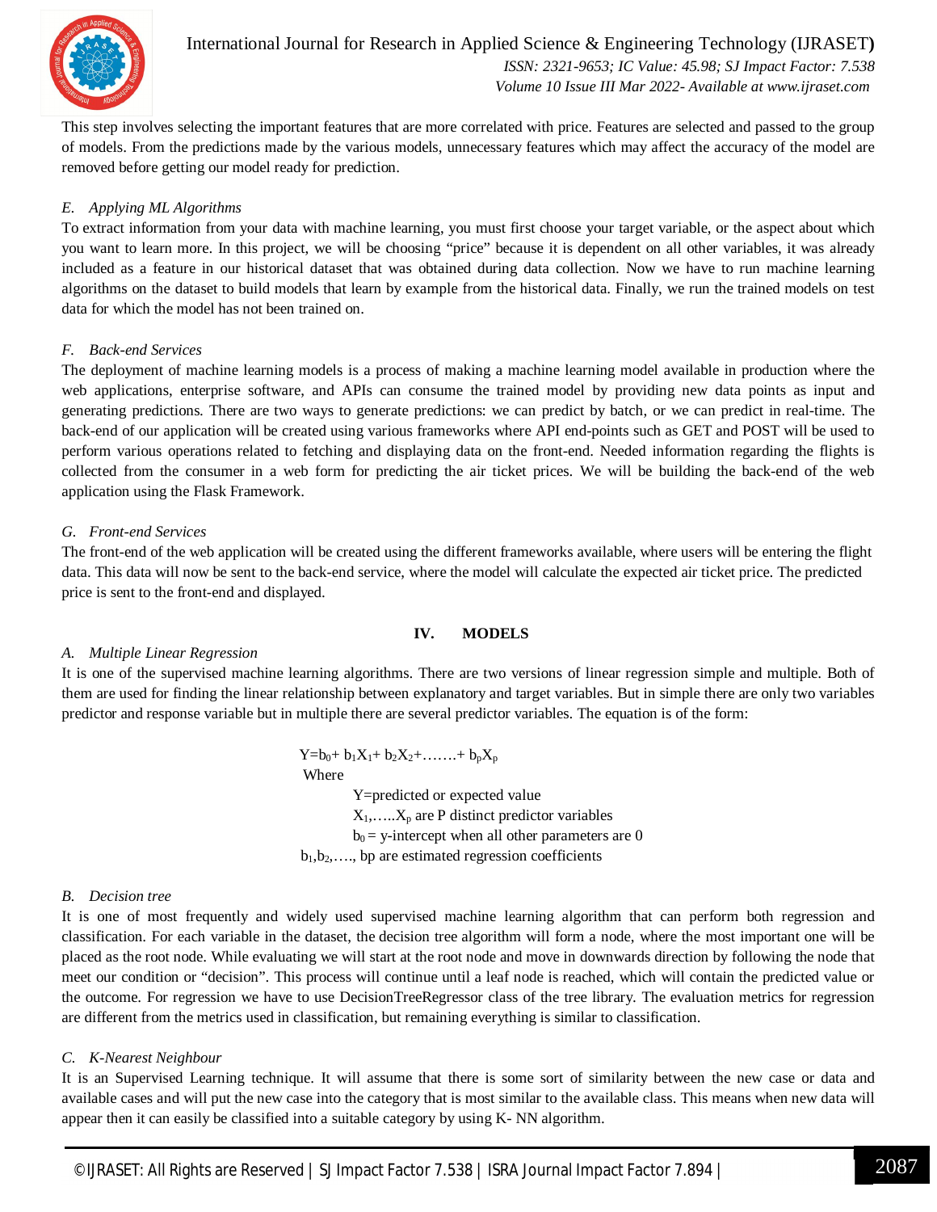This step involves selecting the important features that are more correlated with price. Features are selected and passed to the group of models. From the predictions made by the various models, unnecessary features which may affect the accuracy of the model are removed before getting our model ready for prediction.

### *E. Applying ML Algorithms*

To extract information from your data with machine learning, you must first choose your target variable, or the aspect about which you want to learn more. In this project, we will be choosing "price" because it is dependent on all other variables, it was already included as a feature in our historical dataset that was obtained during data collection. Now we have to run machine learning algorithms on the dataset to build models that learn by example from the historical data. Finally, we run the trained models on test data for which the model has not been trained on.

### *F. Back-end Services*

The deployment of machine learning models is a process of making a machine learning model available in production where the web applications, enterprise software, and APIs can consume the trained model by providing new data points as input and generating predictions. There are two ways to generate predictions: we can predict by batch, or we can predict in real-time. The back-end of our application will be created using various frameworks where API end-points such as GET and POST will be used to perform various operations related to fetching and displaying data on the front-end. Needed information regarding the flights is collected from the consumer in a web form for predicting the air ticket prices. We will be building the back-end of the web application using the Flask Framework.

### *G. Front-end Services*

The front-end of the web application will be created using the different frameworks available, where users will be entering the flight data. This data will now be sent to the back-end service, where the model will calculate the expected air ticket price. The predicted price is sent to the front-end and displayed.

## IV. MODELS

### *A. Multiple Linear Regression*

It is one of the supervised machine learning algorithms. There are two versions of linear regression simple and multiple. Both of them are used for finding the linear relationship between explanatory and target variables. But in simple there are only two variables predictor and response variable but in multiple there are several predictor variables. The equation is of the form:

$$Y=b_0+ b_1X_1+ b_2X_2+\ldots\ldots.+ b_pX_p$$

Where

Y=predicted or expected value

$X_1,\ldots..X_p$ are P distinct predictor variables

$b_0$ = y-intercept when all other parameters are 0

$b_1,b_2,\ldots.$, bp are estimated regression coefficients

### *B. Decision tree*

It is one of most frequently and widely used supervised machine learning algorithm that can perform both regression and classification. For each variable in the dataset, the decision tree algorithm will form a node, where the most important one will be placed as the root node. While evaluating we will start at the root node and move in downwards direction by following the node that meet our condition or "decision". This process will continue until a leaf node is reached, which will contain the predicted value or the outcome. For regression we have to use DecisionTreeRegressor class of the tree library. The evaluation metrics for regression are different from the metrics used in classification, but remaining everything is similar to classification.

### *C. K-Nearest Neighbour*

It is an Supervised Learning technique. It will assume that there is some sort of similarity between the new case or data and available cases and will put the new case into the category that is most similar to the available class. This means when new data will appear then it can easily be classified into a suitable category by using K- NN algorithm.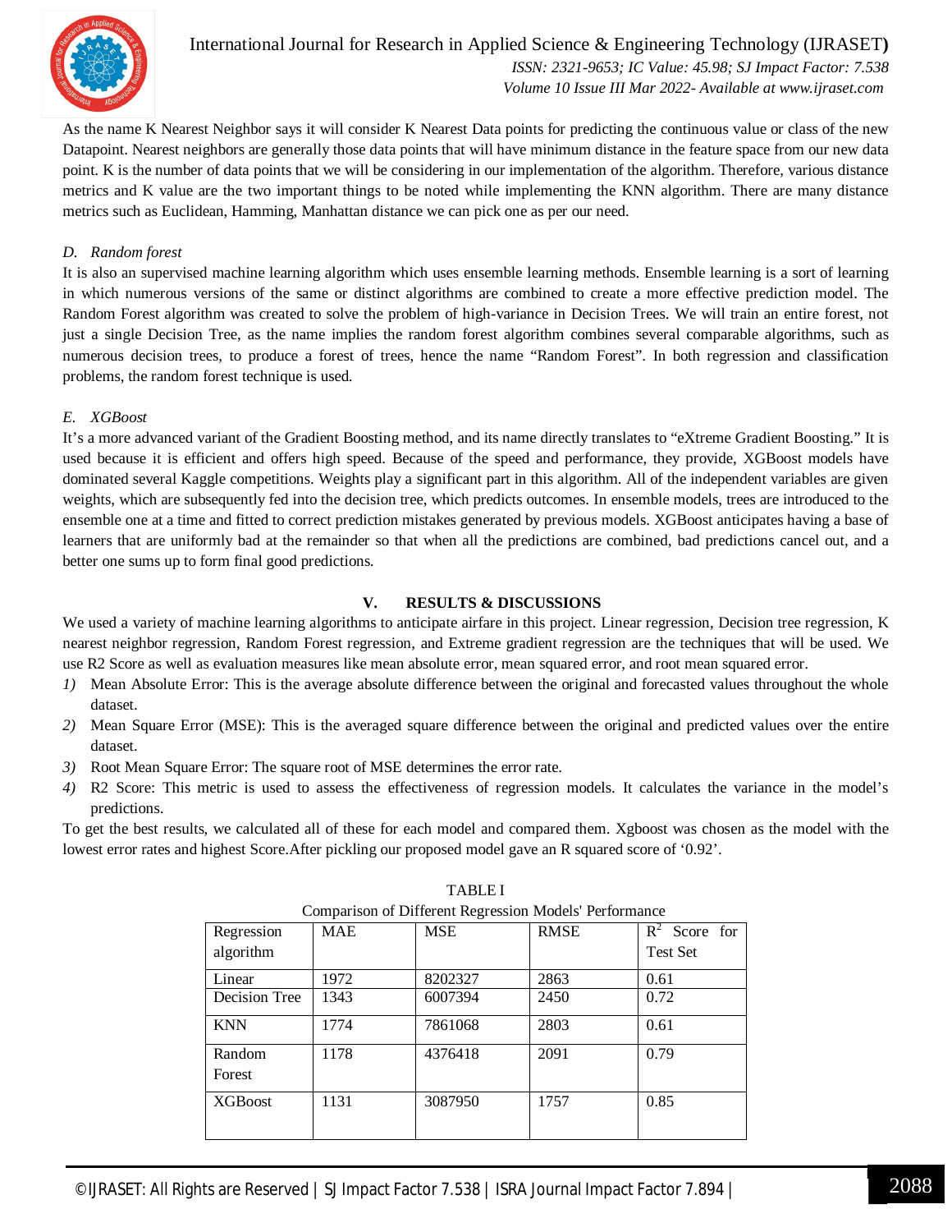As the name K Nearest Neighbor says it will consider K Nearest Data points for predicting the continuous value or class of the new Datapoint. Nearest neighbors are generally those data points that will have minimum distance in the feature space from our new data point. K is the number of data points that we will be considering in our implementation of the algorithm. Therefore, various distance metrics and K value are the two important things to be noted while implementing the KNN algorithm. There are many distance metrics such as Euclidean, Hamming, Manhattan distance we can pick one as per our need.

### *D. Random forest*

It is also an supervised machine learning algorithm which uses ensemble learning methods. Ensemble learning is a sort of learning in which numerous versions of the same or distinct algorithms are combined to create a more effective prediction model. The Random Forest algorithm was created to solve the problem of high-variance in Decision Trees. We will train an entire forest, not just a single Decision Tree, as the name implies the random forest algorithm combines several comparable algorithms, such as numerous decision trees, to produce a forest of trees, hence the name "Random Forest". In both regression and classification problems, the random forest technique is used.

### *E. XGBoost*

It's a more advanced variant of the Gradient Boosting method, and its name directly translates to "eXtreme Gradient Boosting." It is used because it is efficient and offers high speed. Because of the speed and performance, they provide, XGBoost models have dominated several Kaggle competitions. Weights play a significant part in this algorithm. All of the independent variables are given weights, which are subsequently fed into the decision tree, which predicts outcomes. In ensemble models, trees are introduced to the ensemble one at a time and fitted to correct prediction mistakes generated by previous models. XGBoost anticipates having a base of learners that are uniformly bad at the remainder so that when all the predictions are combined, bad predictions cancel out, and a better one sums up to form final good predictions.

## V. RESULTS & DISCUSSIONS

We used a variety of machine learning algorithms to anticipate airfare in this project. Linear regression, Decision tree regression, K nearest neighbor regression, Random Forest regression, and Extreme gradient regression are the techniques that will be used. We use R2 Score as well as evaluation measures like mean absolute error, mean squared error, and root mean squared error.

1) Mean Absolute Error: This is the average absolute difference between the original and forecasted values throughout the whole dataset.
2) Mean Square Error (MSE): This is the averaged square difference between the original and predicted values over the entire dataset.
3) Root Mean Square Error: The square root of MSE determines the error rate.
4) R2 Score: This metric is used to assess the effectiveness of regression models. It calculates the variance in the model's predictions.

To get the best results, we calculated all of these for each model and compared them. Xgboost was chosen as the model with the lowest error rates and highest Score.After pickling our proposed model gave an R squared score of '0.92'.

TABLE I

Comparison of Different Regression Models' Performance

| Regression algorithm | MAE | MSE | RMSE | $R^2$ Score for Test Set |
|---|---|---|---|---|
| Linear | 1972 | 8202327 | 2863 | 0.61 |
| Decision Tree | 1343 | 6007394 | 2450 | 0.72 |
| KNN | 1774 | 7861068 | 2803 | 0.61 |
| Random Forest | 1178 | 4376418 | 2091 | 0.79 |
| XGBoost | 1131 | 3087950 | 1757 | 0.85 |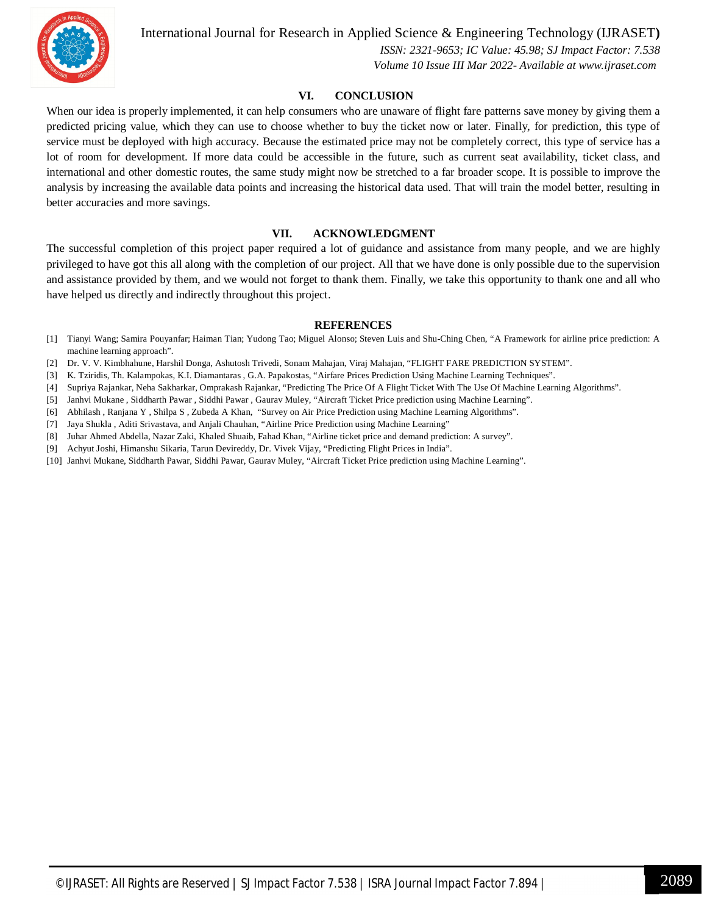## VI. CONCLUSION

When our idea is properly implemented, it can help consumers who are unaware of flight fare patterns save money by giving them a predicted pricing value, which they can use to choose whether to buy the ticket now or later. Finally, for prediction, this type of service must be deployed with high accuracy. Because the estimated price may not be completely correct, this type of service has a lot of room for development. If more data could be accessible in the future, such as current seat availability, ticket class, and international and other domestic routes, the same study might now be stretched to a far broader scope. It is possible to improve the analysis by increasing the available data points and increasing the historical data used. That will train the model better, resulting in better accuracies and more savings.

## VII. ACKNOWLEDGMENT

The successful completion of this project paper required a lot of guidance and assistance from many people, and we are highly privileged to have got this all along with the completion of our project. All that we have done is only possible due to the supervision and assistance provided by them, and we would not forget to thank them. Finally, we take this opportunity to thank one and all who have helped us directly and indirectly throughout this project.

## REFERENCES

[1] Tianyi Wang; Samira Pouyanfar; Haiman Tian; Yudong Tao; Miguel Alonso; Steven Luis and Shu-Ching Chen, "A Framework for airline price prediction: A machine learning approach".

[2] Dr. V. V. Kimbhahune, Harshil Donga, Ashutosh Trivedi, Sonam Mahajan, Viraj Mahajan, "FLIGHT FARE PREDICTION SYSTEM".

[3] K. Tziridis, Th. Kalampokas, K.I. Diamantaras , G.A. Papakostas, "Airfare Prices Prediction Using Machine Learning Techniques".

[4] Supriya Rajankar, Neha Sakharkar, Omprakash Rajankar, "Predicting The Price Of A Flight Ticket With The Use Of Machine Learning Algorithms".

[5] Janhvi Mukane , Siddharth Pawar , Siddhi Pawar , Gaurav Muley, "Aircraft Ticket Price prediction using Machine Learning".

[6] Abhilash , Ranjana Y , Shilpa S , Zubeda A Khan, "Survey on Air Price Prediction using Machine Learning Algorithms".

[7] Jaya Shukla , Aditi Srivastava, and Anjali Chauhan, "Airline Price Prediction using Machine Learning"

[8] Juhar Ahmed Abdella, Nazar Zaki, Khaled Shuaib, Fahad Khan, "Airline ticket price and demand prediction: A survey".

[9] Achyut Joshi, Himanshu Sikaria, Tarun Devireddy, Dr. Vivek Vijay, "Predicting Flight Prices in India".

[10] Janhvi Mukane, Siddharth Pawar, Siddhi Pawar, Gaurav Muley, "Aircraft Ticket Price prediction using Machine Learning".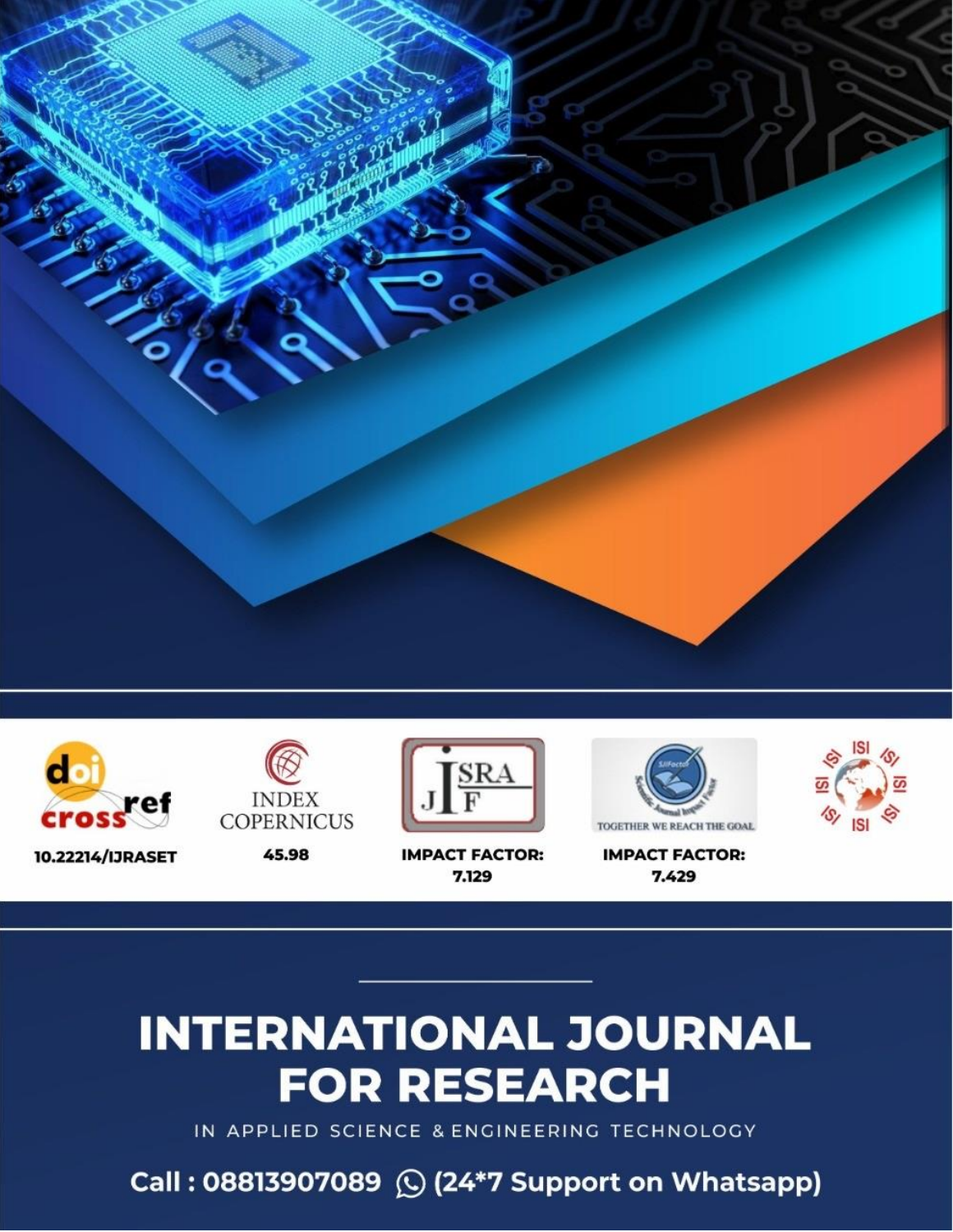10.22214/IJRASET

45.98

IMPACT FACTOR: 7.129

IMPACT FACTOR: 7.429

# INTERNATIONAL JOURNAL FOR RESEARCH

IN APPLIED SCIENCE & ENGINEERING TECHNOLOGY

Call : 08813907089 (24*7 Support on Whatsapp)